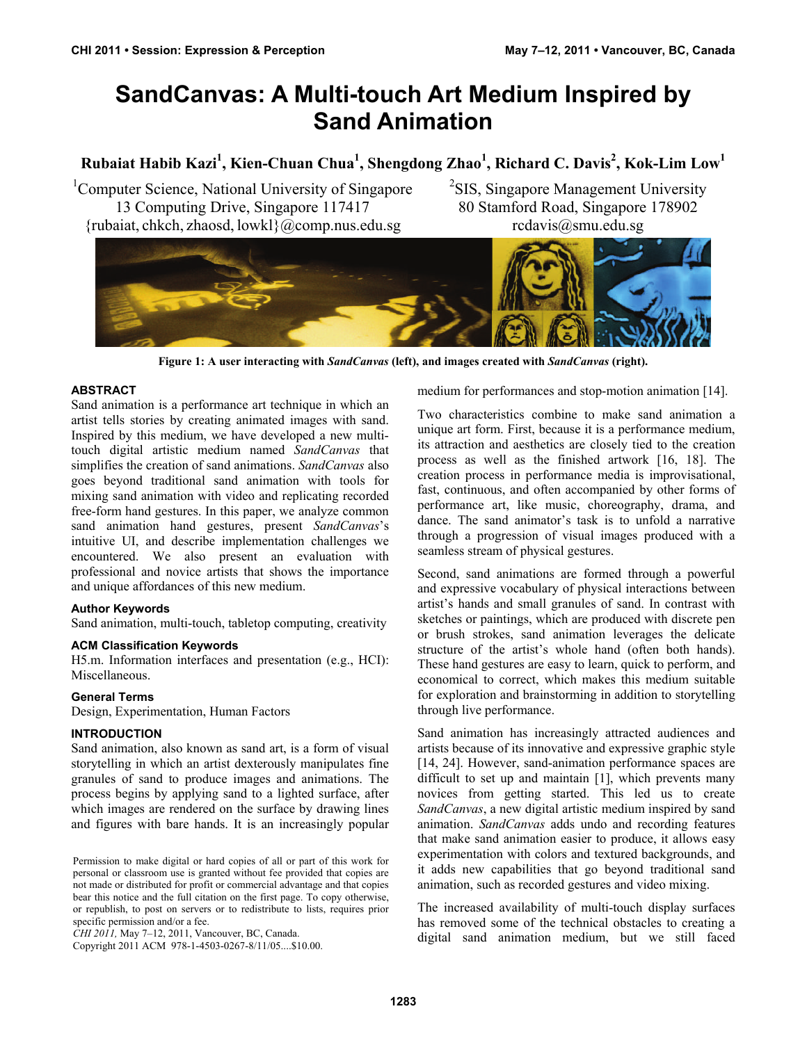# SandCanvas: A Multi-touch Art Medium Inspired by Sand Animation

**Rubaiat Habib Kazi[1], Kien-Chuan Chua[1], Shengdong Zhao[1], Richard C. Davis[2], Kok-Lim Low[1]**

[1]Computer Science, National University of Singapore
13 Computing Drive, Singapore 117417
{rubaiat, chkch, zhaosd, lowkl}@comp.nus.edu.sg

[2]SIS, Singapore Management University
80 Stamford Road, Singapore 178902
rcdavis@smu.edu.sg

**Figure 1: A user interacting with *SandCanvas* (left), and images created with *SandCanvas* (right).**

## ABSTRACT

Sand animation is a performance art technique in which an artist tells stories by creating animated images with sand. Inspired by this medium, we have developed a new multi-touch digital artistic medium named *SandCanvas* that simplifies the creation of sand animations. *SandCanvas* also goes beyond traditional sand animation with tools for mixing sand animation with video and replicating recorded free-form hand gestures. In this paper, we analyze common sand animation hand gestures, present *SandCanvas*'s intuitive UI, and describe implementation challenges we encountered. We also present an evaluation with professional and novice artists that shows the importance and unique affordances of this new medium.

### Author Keywords

Sand animation, multi-touch, tabletop computing, creativity

### ACM Classification Keywords

H5.m. Information interfaces and presentation (e.g., HCI): Miscellaneous.

### General Terms

Design, Experimentation, Human Factors

## INTRODUCTION

Sand animation, also known as sand art, is a form of visual storytelling in which an artist dexterously manipulates fine granules of sand to produce images and animations. The process begins by applying sand to a lighted surface, after which images are rendered on the surface by drawing lines and figures with bare hands. It is an increasingly popular medium for performances and stop-motion animation [14].

Two characteristics combine to make sand animation a unique art form. First, because it is a performance medium, its attraction and aesthetics are closely tied to the creation process as well as the finished artwork [16, 18]. The creation process in performance media is improvisational, fast, continuous, and often accompanied by other forms of performance art, like music, choreography, drama, and dance. The sand animator's task is to unfold a narrative through a progression of visual images produced with a seamless stream of physical gestures.

Second, sand animations are formed through a powerful and expressive vocabulary of physical interactions between artist's hands and small granules of sand. In contrast with sketches or paintings, which are produced with discrete pen or brush strokes, sand animation leverages the delicate structure of the artist's whole hand (often both hands). These hand gestures are easy to learn, quick to perform, and economical to correct, which makes this medium suitable for exploration and brainstorming in addition to storytelling through live performance.

Sand animation has increasingly attracted audiences and artists because of its innovative and expressive graphic style [14, 24]. However, sand-animation performance spaces are difficult to set up and maintain [1], which prevents many novices from getting started. This led us to create *SandCanvas*, a new digital artistic medium inspired by sand animation. *SandCanvas* adds undo and recording features that make sand animation easier to produce, it allows easy experimentation with colors and textured backgrounds, and it adds new capabilities that go beyond traditional sand animation, such as recorded gestures and video mixing.

The increased availability of multi-touch display surfaces has removed some of the technical obstacles to creating a digital sand animation medium, but we still faced

Permission to make digital or hard copies of all or part of this work for personal or classroom use is granted without fee provided that copies are not made or distributed for profit or commercial advantage and that copies bear this notice and the full citation on the first page. To copy otherwise, or republish, to post on servers or to redistribute to lists, requires prior specific permission and/or a fee.
*CHI 2011,* May 7–12, 2011, Vancouver, BC, Canada.
Copyright 2011 ACM 978-1-4503-0267-8/11/05....$10.00.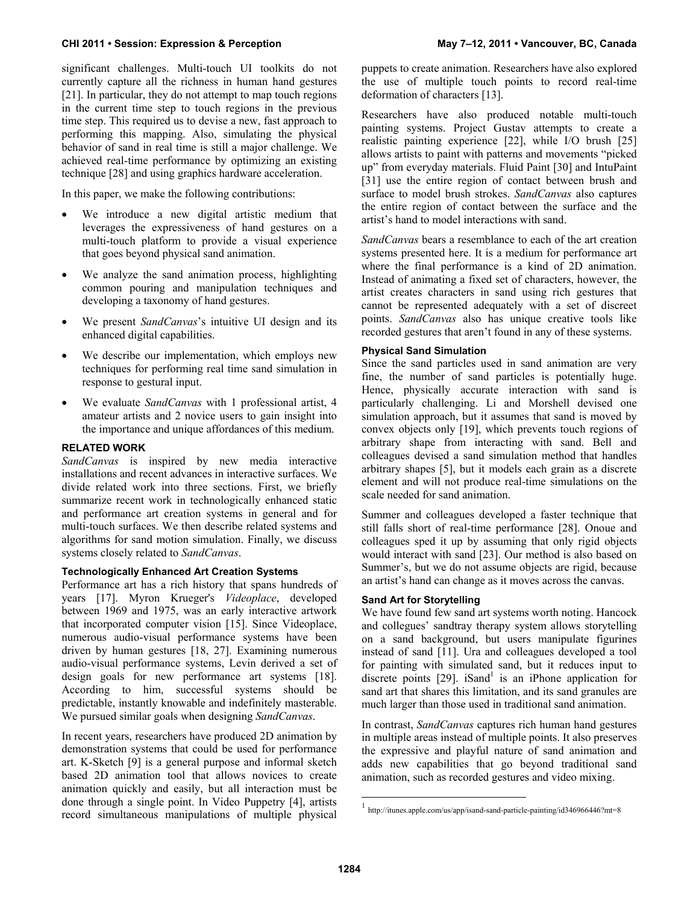significant challenges. Multi-touch UI toolkits do not currently capture all the richness in human hand gestures [21]. In particular, they do not attempt to map touch regions in the current time step to touch regions in the previous time step. This required us to devise a new, fast approach to performing this mapping. Also, simulating the physical behavior of sand in real time is still a major challenge. We achieved real-time performance by optimizing an existing technique [28] and using graphics hardware acceleration.

In this paper, we make the following contributions:

- We introduce a new digital artistic medium that leverages the expressiveness of hand gestures on a multi-touch platform to provide a visual experience that goes beyond physical sand animation.
- We analyze the sand animation process, highlighting common pouring and manipulation techniques and developing a taxonomy of hand gestures.
- We present *SandCanvas*'s intuitive UI design and its enhanced digital capabilities.
- We describe our implementation, which employs new techniques for performing real time sand simulation in response to gestural input.
- We evaluate *SandCanvas* with 1 professional artist, 4 amateur artists and 2 novice users to gain insight into the importance and unique affordances of this medium.

## RELATED WORK

*SandCanvas* is inspired by new media interactive installations and recent advances in interactive surfaces. We divide related work into three sections. First, we briefly summarize recent work in technologically enhanced static and performance art creation systems in general and for multi-touch surfaces. We then describe related systems and algorithms for sand motion simulation. Finally, we discuss systems closely related to *SandCanvas*.

### Technologically Enhanced Art Creation Systems

Performance art has a rich history that spans hundreds of years [17]. Myron Krueger's *Videoplace*, developed between 1969 and 1975, was an early interactive artwork that incorporated computer vision [15]. Since Videoplace, numerous audio-visual performance systems have been driven by human gestures [18, 27]. Examining numerous audio-visual performance systems, Levin derived a set of design goals for new performance art systems [18]. According to him, successful systems should be predictable, instantly knowable and indefinitely masterable. We pursued similar goals when designing *SandCanvas*.

In recent years, researchers have produced 2D animation by demonstration systems that could be used for performance art. K-Sketch [9] is a general purpose and informal sketch based 2D animation tool that allows novices to create animation quickly and easily, but all interaction must be done through a single point. In Video Puppetry [4], artists record simultaneous manipulations of multiple physical puppets to create animation. Researchers have also explored the use of multiple touch points to record real-time deformation of characters [13].

Researchers have also produced notable multi-touch painting systems. Project Gustav attempts to create a realistic painting experience [22], while I/O brush [25] allows artists to paint with patterns and movements "picked up" from everyday materials. Fluid Paint [30] and IntuPaint [31] use the entire region of contact between brush and surface to model brush strokes. *SandCanvas* also captures the entire region of contact between the surface and the artist's hand to model interactions with sand.

*SandCanvas* bears a resemblance to each of the art creation systems presented here. It is a medium for performance art where the final performance is a kind of 2D animation. Instead of animating a fixed set of characters, however, the artist creates characters in sand using rich gestures that cannot be represented adequately with a set of discreet points. *SandCanvas* also has unique creative tools like recorded gestures that aren't found in any of these systems.

### Physical Sand Simulation

Since the sand particles used in sand animation are very fine, the number of sand particles is potentially huge. Hence, physically accurate interaction with sand is particularly challenging. Li and Morshell devised one simulation approach, but it assumes that sand is moved by convex objects only [19], which prevents touch regions of arbitrary shape from interacting with sand. Bell and colleagues devised a sand simulation method that handles arbitrary shapes [5], but it models each grain as a discrete element and will not produce real-time simulations on the scale needed for sand animation.

Summer and colleagues developed a faster technique that still falls short of real-time performance [28]. Onoue and colleagues sped it up by assuming that only rigid objects would interact with sand [23]. Our method is also based on Summer's, but we do not assume objects are rigid, because an artist's hand can change as it moves across the canvas.

### Sand Art for Storytelling

We have found few sand art systems worth noting. Hancock and collegues' sandtray therapy system allows storytelling on a sand background, but users manipulate figurines instead of sand [11]. Ura and colleagues developed a tool for painting with simulated sand, but it reduces input to discrete points [29]. iSand[1] is an iPhone application for sand art that shares this limitation, and its sand granules are much larger than those used in traditional sand animation.

In contrast, *SandCanvas* captures rich human hand gestures in multiple areas instead of multiple points. It also preserves the expressive and playful nature of sand animation and adds new capabilities that go beyond traditional sand animation, such as recorded gestures and video mixing.

---

[1] http://itunes.apple.com/us/app/isand-sand-particle-painting/id346966446?mt=8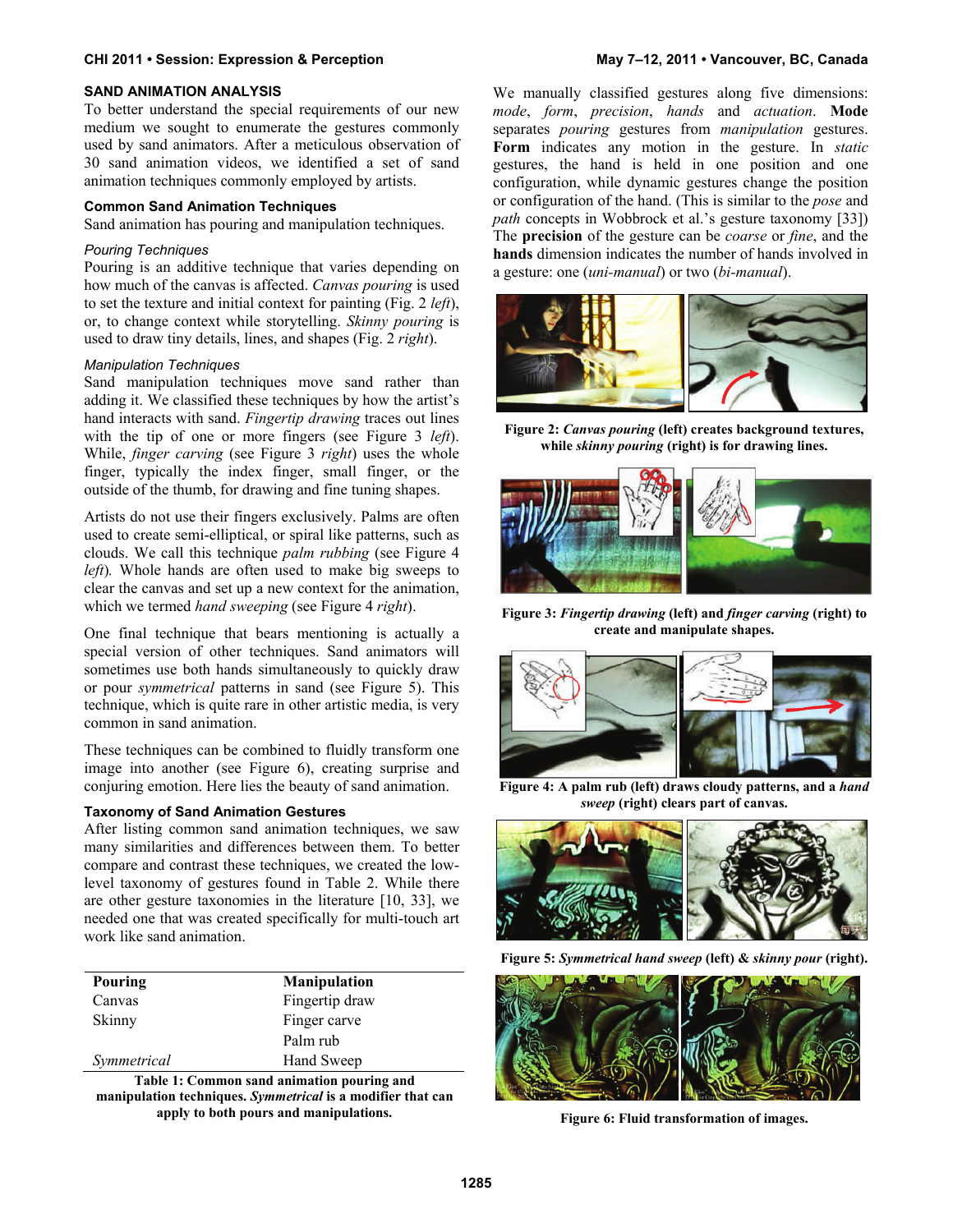## SAND ANIMATION ANALYSIS

To better understand the special requirements of our new medium we sought to enumerate the gestures commonly used by sand animators. After a meticulous observation of 30 sand animation videos, we identified a set of sand animation techniques commonly employed by artists.

### Common Sand Animation Techniques

Sand animation has pouring and manipulation techniques.

#### *Pouring Techniques*

Pouring is an additive technique that varies depending on how much of the canvas is affected. *Canvas pouring* is used to set the texture and initial context for painting (Fig. 2 *left*), or, to change context while storytelling. *Skinny pouring* is used to draw tiny details, lines, and shapes (Fig. 2 *right*).

#### *Manipulation Techniques*

Sand manipulation techniques move sand rather than adding it. We classified these techniques by how the artist's hand interacts with sand. *Fingertip drawing* traces out lines with the tip of one or more fingers (see Figure 3 *left*). While, *finger carving* (see Figure 3 *right*) uses the whole finger, typically the index finger, small finger, or the outside of the thumb, for drawing and fine tuning shapes.

Artists do not use their fingers exclusively. Palms are often used to create semi-elliptical, or spiral like patterns, such as clouds. We call this technique *palm rubbing* (see Figure 4 *left*). Whole hands are often used to make big sweeps to clear the canvas and set up a new context for the animation, which we termed *hand sweeping* (see Figure 4 *right*).

One final technique that bears mentioning is actually a special version of other techniques. Sand animators will sometimes use both hands simultaneously to quickly draw or pour *symmetrical* patterns in sand (see Figure 5). This technique, which is quite rare in other artistic media, is very common in sand animation.

These techniques can be combined to fluidly transform one image into another (see Figure 6), creating surprise and conjuring emotion. Here lies the beauty of sand animation.

### Taxonomy of Sand Animation Gestures

After listing common sand animation techniques, we saw many similarities and differences between them. To better compare and contrast these techniques, we created the low-level taxonomy of gestures found in Table 2. While there are other gesture taxonomies in the literature [10, 33], we needed one that was created specifically for multi-touch art work like sand animation.

| Pouring | Manipulation |
|---|---|
| Canvas | Fingertip draw |
| Skinny | Finger carve |
| | Palm rub |
| *Symmetrical* | Hand Sweep |

**Table 1: Common sand animation pouring and manipulation techniques. *Symmetrical* is a modifier that can apply to both pours and manipulations.**

We manually classified gestures along five dimensions: *mode*, *form*, *precision*, *hands* and *actuation*. **Mode** separates *pouring* gestures from *manipulation* gestures. **Form** indicates any motion in the gesture. In *static* gestures, the hand is held in one position and one configuration, while dynamic gestures change the position or configuration of the hand. (This is similar to the *pose* and *path* concepts in Wobbrock et al.'s gesture taxonomy [33]) The **precision** of the gesture can be *coarse* or *fine*, and the **hands** dimension indicates the number of hands involved in a gesture: one (*uni-manual*) or two (*bi-manual*).

**Figure 2: *Canvas pouring* (left) creates background textures, while *skinny pouring* (right) is for drawing lines.**

**Figure 3: *Fingertip drawing* (left) and *finger carving* (right) to create and manipulate shapes.**

**Figure 4: A palm rub (left) draws cloudy patterns, and a *hand sweep* (right) clears part of canvas.**

**Figure 5: *Symmetrical hand sweep* (left) & *skinny pour* (right).**

**Figure 6: Fluid transformation of images.**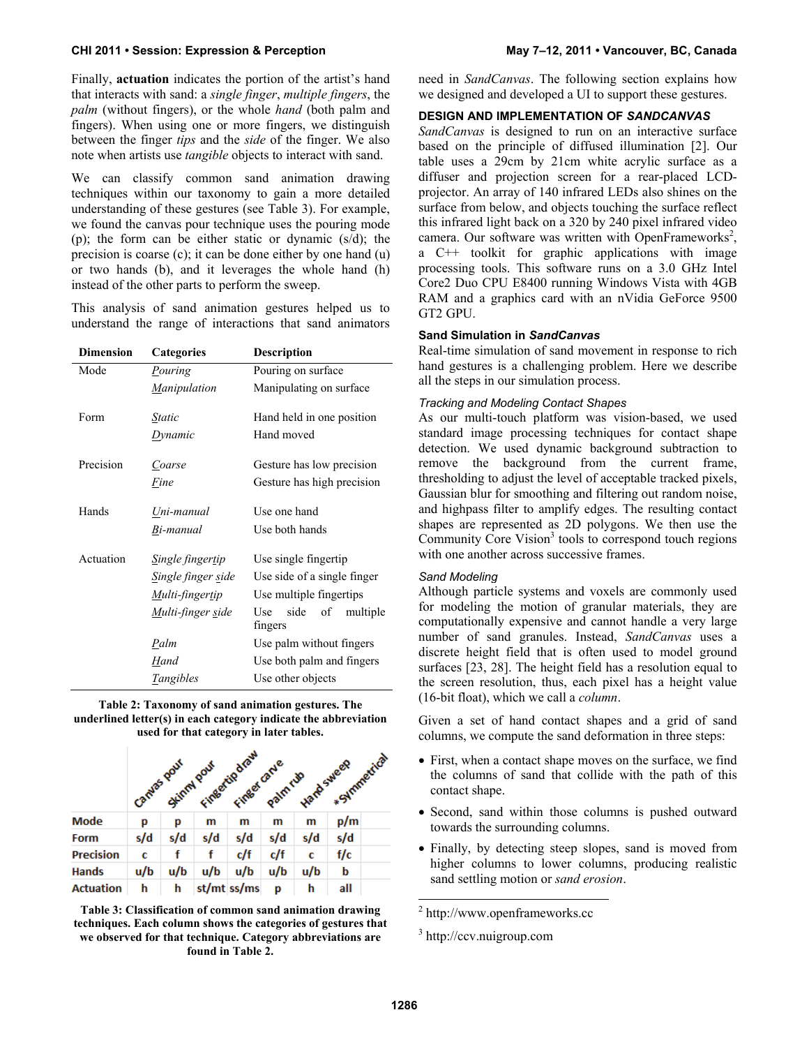Finally, **actuation** indicates the portion of the artist's hand that interacts with sand: a *single finger*, *multiple fingers*, the *palm* (without fingers), or the whole *hand* (both palm and fingers). When using one or more fingers, we distinguish between the finger *tips* and the *side* of the finger. We also note when artists use *tangible* objects to interact with sand.

We can classify common sand animation drawing techniques within our taxonomy to gain a more detailed understanding of these gestures (see Table 3). For example, we found the canvas pour technique uses the pouring mode (p); the form can be either static or dynamic (s/d); the precision is coarse (c); it can be done either by one hand (u) or two hands (b), and it leverages the whole hand (h) instead of the other parts to perform the sweep.

This analysis of sand animation gestures helped us to understand the range of interactions that sand animators need in *SandCanvas*. The following section explains how we designed and developed a UI to support these gestures.

| Dimension | Categories | Description |
|---|---|---|
| Mode | *Pouring* | Pouring on surface |
| | *Manipulation* | Manipulating on surface |
| Form | *Static* | Hand held in one position |
| | *Dynamic* | Hand moved |
| Precision | *Coarse* | Gesture has low precision |
| | *Fine* | Gesture has high precision |
| Hands | *Uni-manual* | Use one hand |
| | *Bi-manual* | Use both hands |
| Actuation | *Single fingertip* | Use single fingertip |
| | *Single finger side* | Use side of a single finger |
| | *Multi-fingertip* | Use multiple fingertips |
| | *Multi-finger side* | Use side of multiple fingers |
| | *Palm* | Use palm without fingers |
| | *Hand* | Use both palm and fingers |
| | *Tangibles* | Use other objects |

**Table 2: Taxonomy of sand animation gestures. The underlined letter(s) in each category indicate the abbreviation used for that category in later tables.**

| | Canvas pour | Skinny pour | Fingertip draw | Finger carve | Palm rub | Hand sweep | *Symmetrical |
|---|---|---|---|---|---|---|---|
| Mode | p | p | m | m | m | m | p/m |
| Form | s/d | s/d | s/d | s/d | s/d | s/d | s/d |
| Precision | c | f | f | c/f | c/f | c | f/c |
| Hands | u/b | u/b | u/b | u/b | u/b | u/b | b |
| Actuation | h | h | st/mt | ss/ms | p | h | all |

**Table 3: Classification of common sand animation drawing techniques. Each column shows the categories of gestures that we observed for that technique. Category abbreviations are found in Table 2.**

## DESIGN AND IMPLEMENTATION OF *SANDCANVAS*

*SandCanvas* is designed to run on an interactive surface based on the principle of diffused illumination [2]. Our table uses a 29cm by 21cm white acrylic surface as a diffuser and projection screen for a rear-placed LCD-projector. An array of 140 infrared LEDs also shines on the surface from below, and objects touching the surface reflect this infrared light back on a 320 by 240 pixel infrared video camera. Our software was written with OpenFrameworks[2], a C++ toolkit for graphic applications with image processing tools. This software runs on a 3.0 GHz Intel Core2 Duo CPU E8400 running Windows Vista with 4GB RAM and a graphics card with an nVidia GeForce 9500 GT2 GPU.

### Sand Simulation in *SandCanvas*

Real-time simulation of sand movement in response to rich hand gestures is a challenging problem. Here we describe all the steps in our simulation process.

#### *Tracking and Modeling Contact Shapes*

As our multi-touch platform was vision-based, we used standard image processing techniques for contact shape detection. We used dynamic background subtraction to remove the background from the current frame, thresholding to adjust the level of acceptable tracked pixels, Gaussian blur for smoothing and filtering out random noise, and highpass filter to amplify edges. The resulting contact shapes are represented as 2D polygons. We then use the Community Core Vision[3] tools to correspond touch regions with one another across successive frames.

#### *Sand Modeling*

Although particle systems and voxels are commonly used for modeling the motion of granular materials, they are computationally expensive and cannot handle a very large number of sand granules. Instead, *SandCanvas* uses a discrete height field that is often used to model ground surfaces [23, 28]. The height field has a resolution equal to the screen resolution, thus, each pixel has a height value (16-bit float), which we call a *column*.

Given a set of hand contact shapes and a grid of sand columns, we compute the sand deformation in three steps:

- First, when a contact shape moves on the surface, we find the columns of sand that collide with the path of this contact shape.
- Second, sand within those columns is pushed outward towards the surrounding columns.
- Finally, by detecting steep slopes, sand is moved from higher columns to lower columns, producing realistic sand settling motion or *sand erosion*.

[2] http://www.openframeworks.cc

[3] http://ccv.nuigroup.com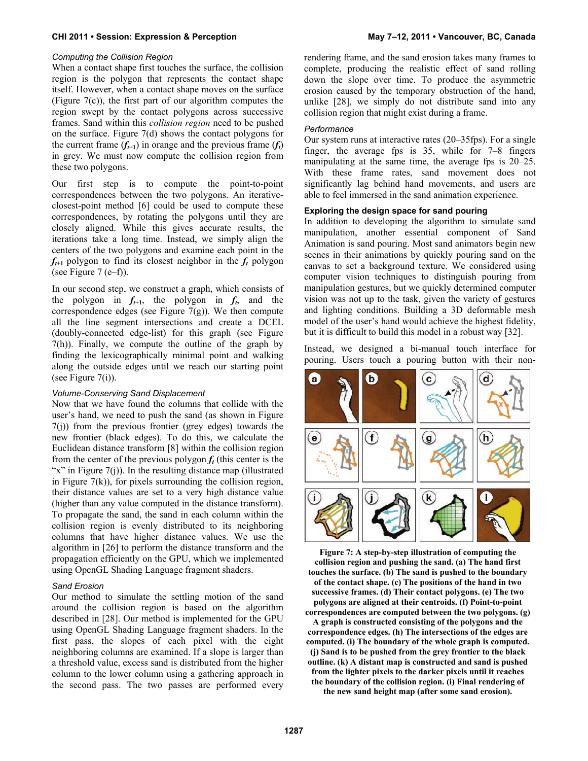*Computing the Collision Region*

When a contact shape first touches the surface, the collision region is the polygon that represents the contact shape itself. However, when a contact shape moves on the surface (Figure 7(c)), the first part of our algorithm computes the region swept by the contact polygons across successive frames. Sand within this *collision region* need to be pushed on the surface. Figure 7(d) shows the contact polygons for the current frame ($f_{t+1}$) in orange and the previous frame ($f_t$) in grey. We must now compute the collision region from these two polygons.

Our first step is to compute the point-to-point correspondences between the two polygons. An iterative-closest-point method [6] could be used to compute these correspondences, by rotating the polygons until they are closely aligned. While this gives accurate results, the iterations take a long time. Instead, we simply align the centers of the two polygons and examine each point in the $f_{t+1}$ polygon to find its closest neighbor in the $f_t$ polygon (see Figure 7 (e–f)).

In our second step, we construct a graph, which consists of the polygon in $f_{t+1}$, the polygon in $f_t$, and the correspondence edges (see Figure 7(g)). We then compute all the line segment intersections and create a DCEL (doubly-connected edge-list) for this graph (see Figure 7(h)). Finally, we compute the outline of the graph by finding the lexicographically minimal point and walking along the outside edges until we reach our starting point (see Figure 7(i)).

*Volume-Conserving Sand Displacement*

Now that we have found the columns that collide with the user's hand, we need to push the sand (as shown in Figure 7(j)) from the previous frontier (grey edges) towards the new frontier (black edges). To do this, we calculate the Euclidean distance transform [8] within the collision region from the center of the previous polygon $f_t$ (this center is the "x" in Figure 7(j)). In the resulting distance map (illustrated in Figure 7(k)), for pixels surrounding the collision region, their distance values are set to a very high distance value (higher than any value computed in the distance transform). To propagate the sand, the sand in each column within the collision region is evenly distributed to its neighboring columns that have higher distance values. We use the algorithm in [26] to perform the distance transform and the propagation efficiently on the GPU, which we implemented using OpenGL Shading Language fragment shaders.

*Sand Erosion*

Our method to simulate the settling motion of the sand around the collision region is based on the algorithm described in [28]. Our method is implemented for the GPU using OpenGL Shading Language fragment shaders. In the first pass, the slopes of each pixel with the eight neighboring columns are examined. If a slope is larger than a threshold value, excess sand is distributed from the higher column to the lower column using a gathering approach in the second pass. The two passes are performed every rendering frame, and the sand erosion takes many frames to complete, producing the realistic effect of sand rolling down the slope over time. To produce the asymmetric erosion caused by the temporary obstruction of the hand, unlike [28], we simply do not distribute sand into any collision region that might exist during a frame.

*Performance*

Our system runs at interactive rates (20–35fps). For a single finger, the average fps is 35, while for 7–8 fingers manipulating at the same time, the average fps is 20–25. With these frame rates, sand movement does not significantly lag behind hand movements, and users are able to feel immersed in the sand animation experience.

## Exploring the design space for sand pouring

In addition to developing the algorithm to simulate sand manipulation, another essential component of Sand Animation is sand pouring. Most sand animators begin new scenes in their animations by quickly pouring sand on the canvas to set a background texture. We considered using computer vision techniques to distinguish pouring from manipulation gestures, but we quickly determined computer vision was not up to the task, given the variety of gestures and lighting conditions. Building a 3D deformable mesh model of the user's hand would achieve the highest fidelity, but it is difficult to build this model in a robust way [32].

Instead, we designed a bi-manual touch interface for pouring. Users touch a pouring button with their non-

**Figure 7: A step-by-step illustration of computing the collision region and pushing the sand. (a) The hand first touches the surface. (b) The sand is pushed to the boundary of the contact shape. (c) The positions of the hand in two successive frames. (d) Their contact polygons. (e) The two polygons are aligned at their centroids. (f) Point-to-point correspondences are computed between the two polygons. (g) A graph is constructed consisting of the polygons and the correspondence edges. (h) The intersections of the edges are computed. (i) The boundary of the whole graph is computed. (j) Sand is to be pushed from the grey frontier to the black outline. (k) A distant map is constructed and sand is pushed from the lighter pixels to the darker pixels until it reaches the boundary of the collision region. (i) Final rendering of the new sand height map (after some sand erosion).**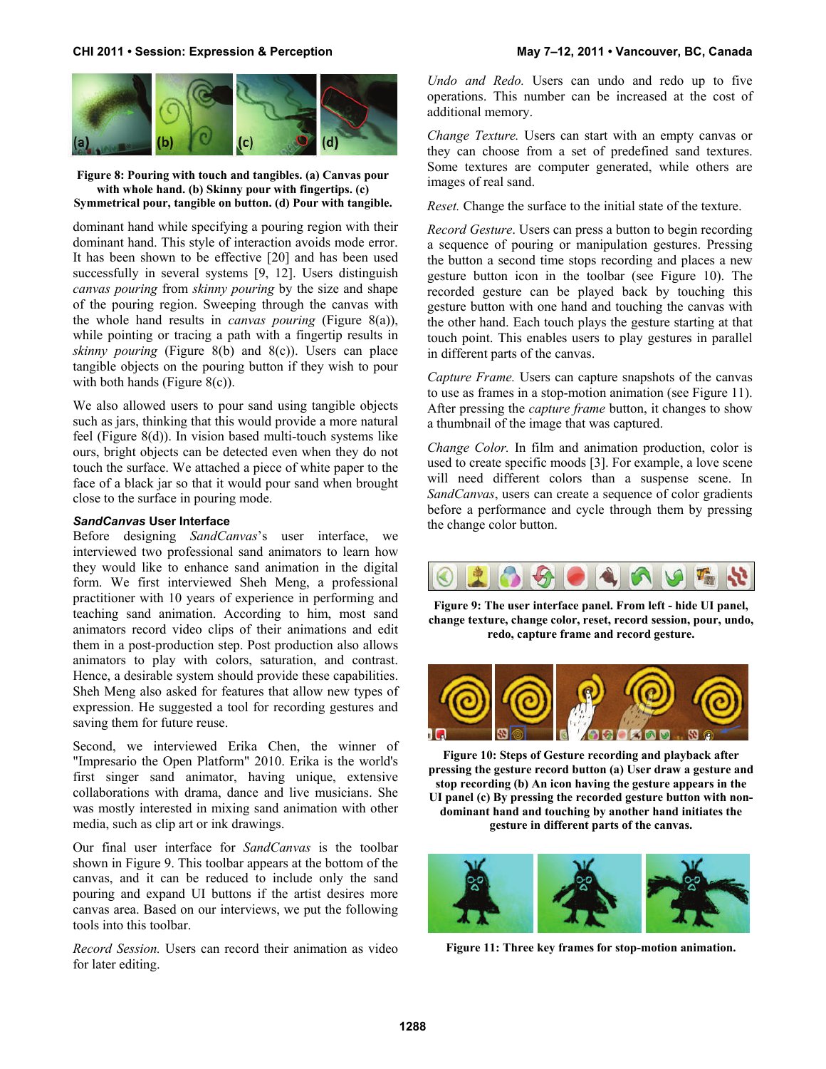Figure 8: Pouring with touch and tangibles. (a) Canvas pour with whole hand. (b) Skinny pour with fingertips. (c) Symmetrical pour, tangible on button. (d) Pour with tangible.

dominant hand while specifying a pouring region with their dominant hand. This style of interaction avoids mode error. It has been shown to be effective [20] and has been used successfully in several systems [9, 12]. Users distinguish *canvas pouring* from *skinny pouring* by the size and shape of the pouring region. Sweeping through the canvas with the whole hand results in *canvas pouring* (Figure 8(a)), while pointing or tracing a path with a fingertip results in *skinny pouring* (Figure 8(b) and 8(c)). Users can place tangible objects on the pouring button if they wish to pour with both hands (Figure 8(c)).

We also allowed users to pour sand using tangible objects such as jars, thinking that this would provide a more natural feel (Figure 8(d)). In vision based multi-touch systems like ours, bright objects can be detected even when they do not touch the surface. We attached a piece of white paper to the face of a black jar so that it would pour sand when brought close to the surface in pouring mode.

### *SandCanvas* User Interface

Before designing *SandCanvas*'s user interface, we interviewed two professional sand animators to learn how they would like to enhance sand animation in the digital form. We first interviewed Sheh Meng, a professional practitioner with 10 years of experience in performing and teaching sand animation. According to him, most sand animators record video clips of their animations and edit them in a post-production step. Post production also allows animators to play with colors, saturation, and contrast. Hence, a desirable system should provide these capabilities. Sheh Meng also asked for features that allow new types of expression. He suggested a tool for recording gestures and saving them for future reuse.

Second, we interviewed Erika Chen, the winner of "Impresario the Open Platform" 2010. Erika is the world's first singer sand animator, having unique, extensive collaborations with drama, dance and live musicians. She was mostly interested in mixing sand animation with other media, such as clip art or ink drawings.

Our final user interface for *SandCanvas* is the toolbar shown in Figure 9. This toolbar appears at the bottom of the canvas, and it can be reduced to include only the sand pouring and expand UI buttons if the artist desires more canvas area. Based on our interviews, we put the following tools into this toolbar.

*Record Session.* Users can record their animation as video for later editing.

*Undo and Redo.* Users can undo and redo up to five operations. This number can be increased at the cost of additional memory.

*Change Texture.* Users can start with an empty canvas or they can choose from a set of predefined sand textures. Some textures are computer generated, while others are images of real sand.

*Reset.* Change the surface to the initial state of the texture.

*Record Gesture*. Users can press a button to begin recording a sequence of pouring or manipulation gestures. Pressing the button a second time stops recording and places a new gesture button icon in the toolbar (see Figure 10). The recorded gesture can be played back by touching this gesture button with one hand and touching the canvas with the other hand. Each touch plays the gesture starting at that touch point. This enables users to play gestures in parallel in different parts of the canvas.

*Capture Frame.* Users can capture snapshots of the canvas to use as frames in a stop-motion animation (see Figure 11). After pressing the *capture frame* button, it changes to show a thumbnail of the image that was captured.

*Change Color.* In film and animation production, color is used to create specific moods [3]. For example, a love scene will need different colors than a suspense scene. In *SandCanvas*, users can create a sequence of color gradients before a performance and cycle through them by pressing the change color button.

Figure 9: The user interface panel. From left - hide UI panel, change texture, change color, reset, record session, pour, undo, redo, capture frame and record gesture.

Figure 10: Steps of Gesture recording and playback after pressing the gesture record button (a) User draw a gesture and stop recording (b) An icon having the gesture appears in the UI panel (c) By pressing the recorded gesture button with non-dominant hand and touching by another hand initiates the gesture in different parts of the canvas.

Figure 11: Three key frames for stop-motion animation.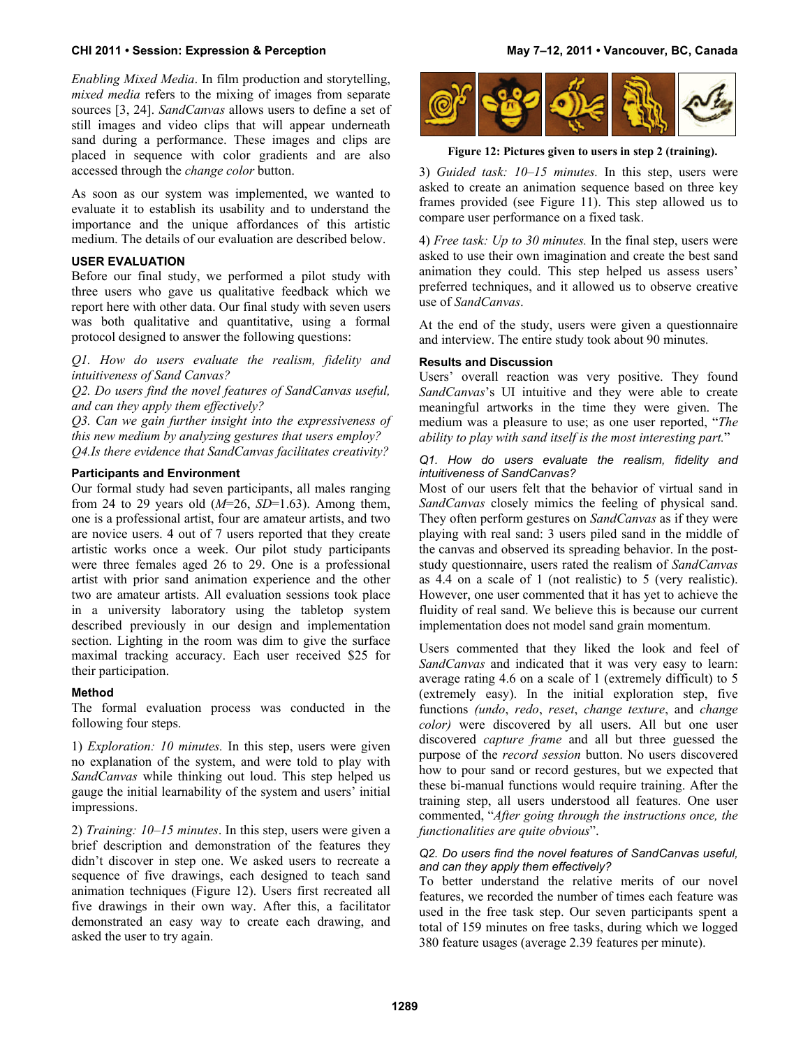*Enabling Mixed Media*. In film production and storytelling, *mixed media* refers to the mixing of images from separate sources [3, 24]. *SandCanvas* allows users to define a set of still images and video clips that will appear underneath sand during a performance. These images and clips are placed in sequence with color gradients and are also accessed through the *change color* button.

As soon as our system was implemented, we wanted to evaluate it to establish its usability and to understand the importance and the unique affordances of this artistic medium. The details of our evaluation are described below.

## USER EVALUATION

Before our final study, we performed a pilot study with three users who gave us qualitative feedback which we report here with other data. Our final study with seven users was both qualitative and quantitative, using a formal protocol designed to answer the following questions:

*Q1. How do users evaluate the realism, fidelity and intuitiveness of Sand Canvas?*
*Q2. Do users find the novel features of SandCanvas useful, and can they apply them effectively?*
*Q3. Can we gain further insight into the expressiveness of this new medium by analyzing gestures that users employ?*
*Q4.Is there evidence that SandCanvas facilitates creativity?*

### Participants and Environment

Our formal study had seven participants, all males ranging from 24 to 29 years old (*M*=26, *SD*=1.63). Among them, one is a professional artist, four are amateur artists, and two are novice users. 4 out of 7 users reported that they create artistic works once a week. Our pilot study participants were three females aged 26 to 29. One is a professional artist with prior sand animation experience and the other two are amateur artists. All evaluation sessions took place in a university laboratory using the tabletop system described previously in our design and implementation section. Lighting in the room was dim to give the surface maximal tracking accuracy. Each user received $25 for their participation.

### Method

The formal evaluation process was conducted in the following four steps.

1) *Exploration: 10 minutes.* In this step, users were given no explanation of the system, and were told to play with *SandCanvas* while thinking out loud. This step helped us gauge the initial learnability of the system and users' initial impressions.

2) *Training: 10–15 minutes*. In this step, users were given a brief description and demonstration of the features they didn't discover in step one. We asked users to recreate a sequence of five drawings, each designed to teach sand animation techniques (Figure 12). Users first recreated all five drawings in their own way. After this, a facilitator demonstrated an easy way to create each drawing, and asked the user to try again.

**Figure 12: Pictures given to users in step 2 (training).**

3) *Guided task: 10–15 minutes.* In this step, users were asked to create an animation sequence based on three key frames provided (see Figure 11). This step allowed us to compare user performance on a fixed task.

4) *Free task: Up to 30 minutes.* In the final step, users were asked to use their own imagination and create the best sand animation they could. This step helped us assess users' preferred techniques, and it allowed us to observe creative use of *SandCanvas*.

At the end of the study, users were given a questionnaire and interview. The entire study took about 90 minutes.

### Results and Discussion

Users' overall reaction was very positive. They found *SandCanvas*'s UI intuitive and they were able to create meaningful artworks in the time they were given. The medium was a pleasure to use; as one user reported, "*The ability to play with sand itself is the most interesting part.*"

#### *Q1. How do users evaluate the realism, fidelity and intuitiveness of SandCanvas?*

Most of our users felt that the behavior of virtual sand in *SandCanvas* closely mimics the feeling of physical sand. They often perform gestures on *SandCanvas* as if they were playing with real sand: 3 users piled sand in the middle of the canvas and observed its spreading behavior. In the post-study questionnaire, users rated the realism of *SandCanvas* as 4.4 on a scale of 1 (not realistic) to 5 (very realistic). However, one user commented that it has yet to achieve the fluidity of real sand. We believe this is because our current implementation does not model sand grain momentum.

Users commented that they liked the look and feel of *SandCanvas* and indicated that it was very easy to learn: average rating 4.6 on a scale of 1 (extremely difficult) to 5 (extremely easy). In the initial exploration step, five functions *(undo*, *redo*, *reset*, *change texture*, and *change color)* were discovered by all users. All but one user discovered *capture frame* and all but three guessed the purpose of the *record session* button. No users discovered how to pour sand or record gestures, but we expected that these bi-manual functions would require training. After the training step, all users understood all features. One user commented, "*After going through the instructions once, the functionalities are quite obvious*".

#### *Q2. Do users find the novel features of SandCanvas useful, and can they apply them effectively?*

To better understand the relative merits of our novel features, we recorded the number of times each feature was used in the free task step. Our seven participants spent a total of 159 minutes on free tasks, during which we logged 380 feature usages (average 2.39 features per minute).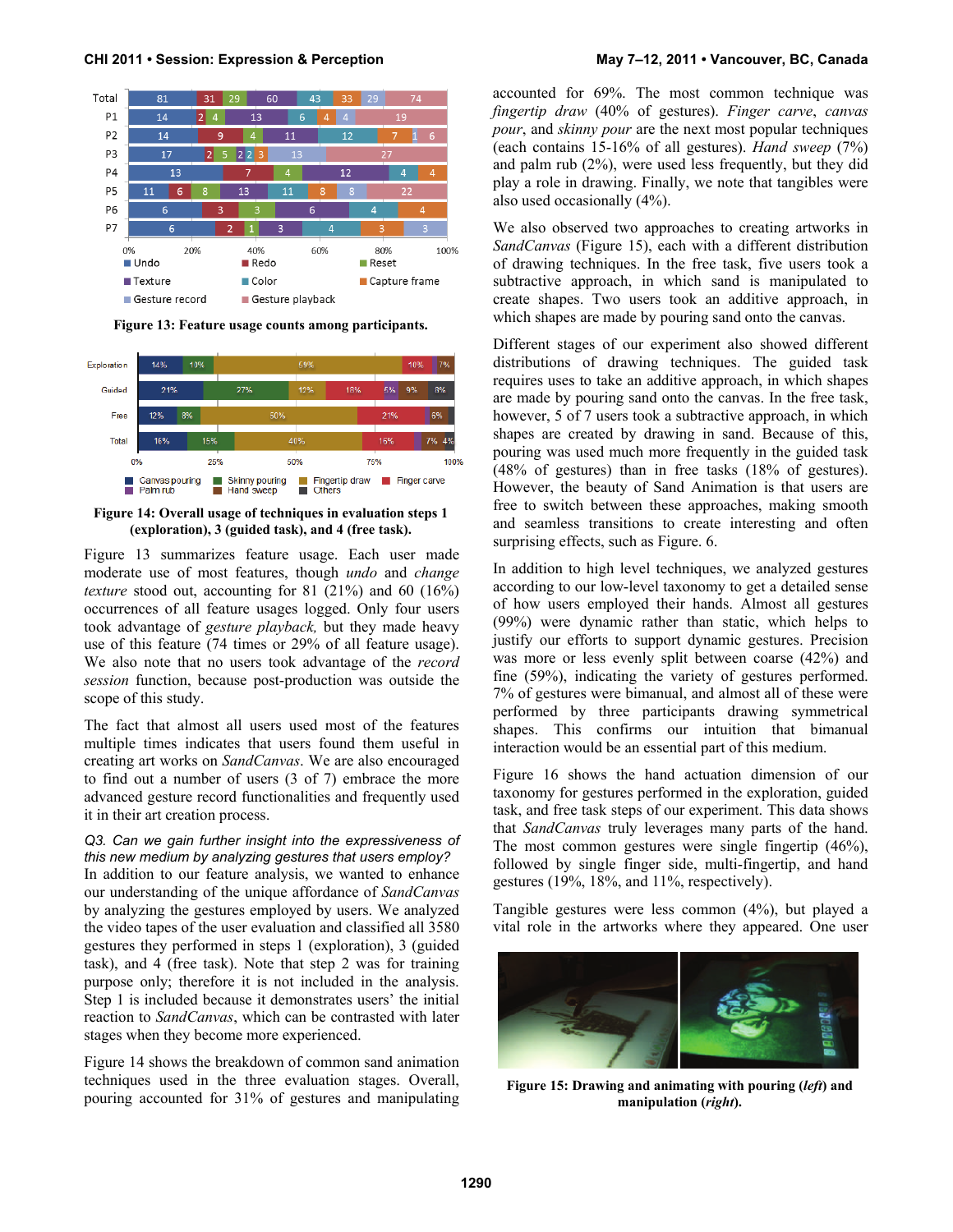Figure 13: Feature usage counts among participants.

Figure 14: Overall usage of techniques in evaluation steps 1 (exploration), 3 (guided task), and 4 (free task).

Figure 13 summarizes feature usage. Each user made moderate use of most features, though *undo* and *change texture* stood out, accounting for 81 (21%) and 60 (16%) occurrences of all feature usages logged. Only four users took advantage of *gesture playback,* but they made heavy use of this feature (74 times or 29% of all feature usage). We also note that no users took advantage of the *record session* function, because post-production was outside the scope of this study.

The fact that almost all users used most of the features multiple times indicates that users found them useful in creating art works on *SandCanvas*. We are also encouraged to find out a number of users (3 of 7) embrace the more advanced gesture record functionalities and frequently used it in their art creation process.

*Q3. Can we gain further insight into the expressiveness of this new medium by analyzing gestures that users employ?*

In addition to our feature analysis, we wanted to enhance our understanding of the unique affordance of *SandCanvas* by analyzing the gestures employed by users. We analyzed the video tapes of the user evaluation and classified all 3580 gestures they performed in steps 1 (exploration), 3 (guided task), and 4 (free task). Note that step 2 was for training purpose only; therefore it is not included in the analysis. Step 1 is included because it demonstrates users' the initial reaction to *SandCanvas*, which can be contrasted with later stages when they become more experienced.

Figure 14 shows the breakdown of common sand animation techniques used in the three evaluation stages. Overall, pouring accounted for 31% of gestures and manipulating accounted for 69%. The most common technique was *fingertip draw* (40% of gestures). *Finger carve*, *canvas pour*, and *skinny pour* are the next most popular techniques (each contains 15-16% of all gestures). *Hand sweep* (7%) and palm rub (2%), were used less frequently, but they did play a role in drawing. Finally, we note that tangibles were also used occasionally (4%).

We also observed two approaches to creating artworks in *SandCanvas* (Figure 15), each with a different distribution of drawing techniques. In the free task, five users took a subtractive approach, in which sand is manipulated to create shapes. Two users took an additive approach, in which shapes are made by pouring sand onto the canvas.

Different stages of our experiment also showed different distributions of drawing techniques. The guided task requires uses to take an additive approach, in which shapes are made by pouring sand onto the canvas. In the free task, however, 5 of 7 users took a subtractive approach, in which shapes are created by drawing in sand. Because of this, pouring was used much more frequently in the guided task (48% of gestures) than in free tasks (18% of gestures). However, the beauty of Sand Animation is that users are free to switch between these approaches, making smooth and seamless transitions to create interesting and often surprising effects, such as Figure. 6.

In addition to high level techniques, we analyzed gestures according to our low-level taxonomy to get a detailed sense of how users employed their hands. Almost all gestures (99%) were dynamic rather than static, which helps to justify our efforts to support dynamic gestures. Precision was more or less evenly split between coarse (42%) and fine (59%), indicating the variety of gestures performed. 7% of gestures were bimanual, and almost all of these were performed by three participants drawing symmetrical shapes. This confirms our intuition that bimanual interaction would be an essential part of this medium.

Figure 16 shows the hand actuation dimension of our taxonomy for gestures performed in the exploration, guided task, and free task steps of our experiment. This data shows that *SandCanvas* truly leverages many parts of the hand. The most common gestures were single fingertip (46%), followed by single finger side, multi-fingertip, and hand gestures (19%, 18%, and 11%, respectively).

Tangible gestures were less common (4%), but played a vital role in the artworks where they appeared. One user

Figure 15: Drawing and animating with pouring (*left*) and manipulation (*right*).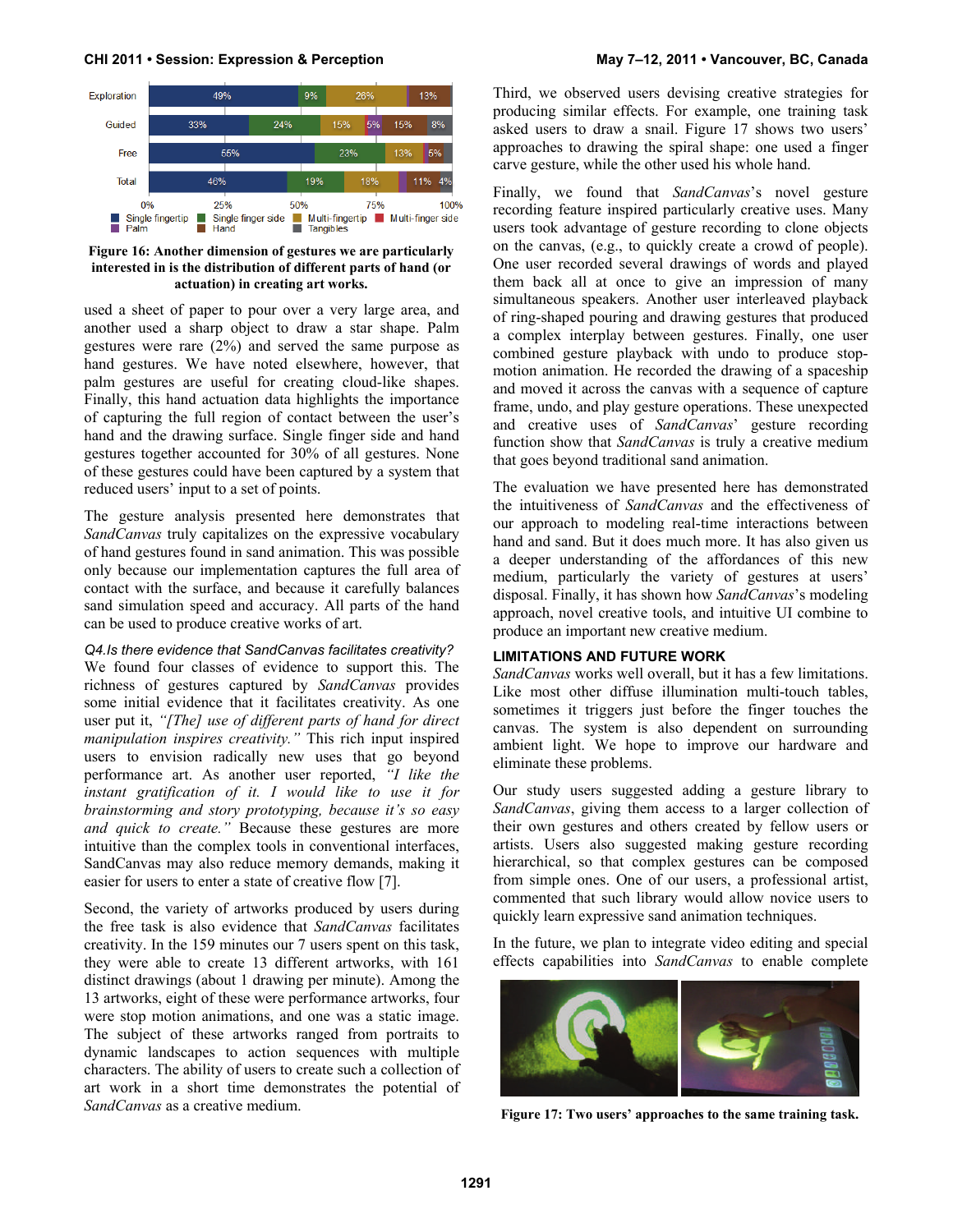Figure 16: Another dimension of gestures we are particularly interested in is the distribution of different parts of hand (or actuation) in creating art works.

used a sheet of paper to pour over a very large area, and another used a sharp object to draw a star shape. Palm gestures were rare (2%) and served the same purpose as hand gestures. We have noted elsewhere, however, that palm gestures are useful for creating cloud-like shapes. Finally, this hand actuation data highlights the importance of capturing the full region of contact between the user's hand and the drawing surface. Single finger side and hand gestures together accounted for 30% of all gestures. None of these gestures could have been captured by a system that reduced users' input to a set of points.

The gesture analysis presented here demonstrates that *SandCanvas* truly capitalizes on the expressive vocabulary of hand gestures found in sand animation. This was possible only because our implementation captures the full area of contact with the surface, and because it carefully balances sand simulation speed and accuracy. All parts of the hand can be used to produce creative works of art.

*Q4.Is there evidence that SandCanvas facilitates creativity?*

We found four classes of evidence to support this. The richness of gestures captured by *SandCanvas* provides some initial evidence that it facilitates creativity. As one user put it, *"[The] use of different parts of hand for direct manipulation inspires creativity."* This rich input inspired users to envision radically new uses that go beyond performance art. As another user reported, *"I like the instant gratification of it. I would like to use it for brainstorming and story prototyping, because it's so easy and quick to create."* Because these gestures are more intuitive than the complex tools in conventional interfaces, SandCanvas may also reduce memory demands, making it easier for users to enter a state of creative flow [7].

Second, the variety of artworks produced by users during the free task is also evidence that *SandCanvas* facilitates creativity. In the 159 minutes our 7 users spent on this task, they were able to create 13 different artworks, with 161 distinct drawings (about 1 drawing per minute). Among the 13 artworks, eight of these were performance artworks, four were stop motion animations, and one was a static image. The subject of these artworks ranged from portraits to dynamic landscapes to action sequences with multiple characters. The ability of users to create such a collection of art work in a short time demonstrates the potential of *SandCanvas* as a creative medium.

Third, we observed users devising creative strategies for producing similar effects. For example, one training task asked users to draw a snail. Figure 17 shows two users' approaches to drawing the spiral shape: one used a finger carve gesture, while the other used his whole hand.

Finally, we found that *SandCanvas*'s novel gesture recording feature inspired particularly creative uses. Many users took advantage of gesture recording to clone objects on the canvas, (e.g., to quickly create a crowd of people). One user recorded several drawings of words and played them back all at once to give an impression of many simultaneous speakers. Another user interleaved playback of ring-shaped pouring and drawing gestures that produced a complex interplay between gestures. Finally, one user combined gesture playback with undo to produce stop-motion animation. He recorded the drawing of a spaceship and moved it across the canvas with a sequence of capture frame, undo, and play gesture operations. These unexpected and creative uses of *SandCanvas*' gesture recording function show that *SandCanvas* is truly a creative medium that goes beyond traditional sand animation.

The evaluation we have presented here has demonstrated the intuitiveness of *SandCanvas* and the effectiveness of our approach to modeling real-time interactions between hand and sand. But it does much more. It has also given us a deeper understanding of the affordances of this new medium, particularly the variety of gestures at users' disposal. Finally, it has shown how *SandCanvas*'s modeling approach, novel creative tools, and intuitive UI combine to produce an important new creative medium.

## LIMITATIONS AND FUTURE WORK

*SandCanvas* works well overall, but it has a few limitations. Like most other diffuse illumination multi-touch tables, sometimes it triggers just before the finger touches the canvas. The system is also dependent on surrounding ambient light. We hope to improve our hardware and eliminate these problems.

Our study users suggested adding a gesture library to *SandCanvas*, giving them access to a larger collection of their own gestures and others created by fellow users or artists. Users also suggested making gesture recording hierarchical, so that complex gestures can be composed from simple ones. One of our users, a professional artist, commented that such library would allow novice users to quickly learn expressive sand animation techniques.

In the future, we plan to integrate video editing and special effects capabilities into *SandCanvas* to enable complete

Figure 17: Two users' approaches to the same training task.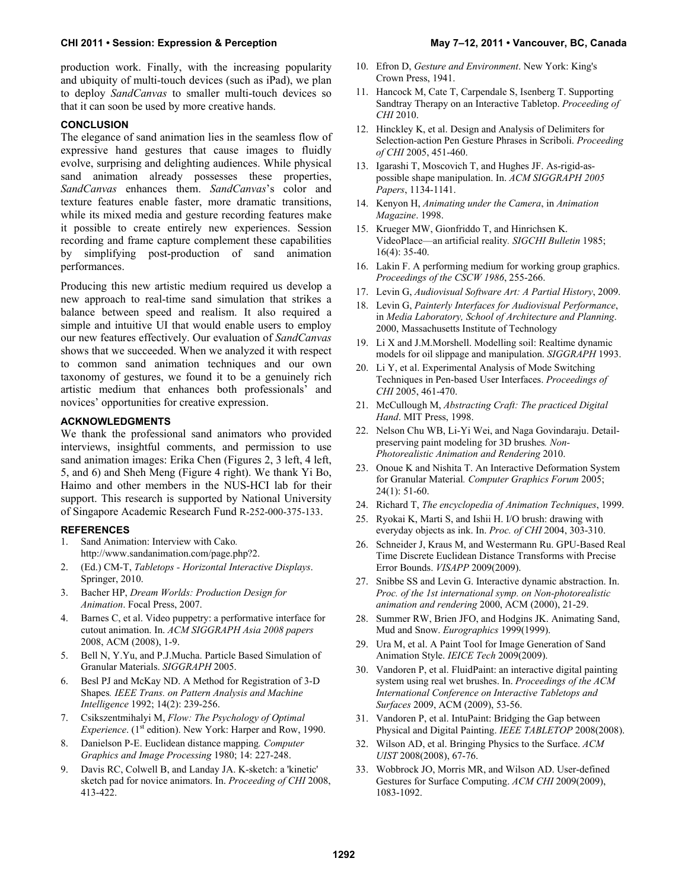production work. Finally, with the increasing popularity and ubiquity of multi-touch devices (such as iPad), we plan to deploy *SandCanvas* to smaller multi-touch devices so that it can soon be used by more creative hands.

## CONCLUSION

The elegance of sand animation lies in the seamless flow of expressive hand gestures that cause images to fluidly evolve, surprising and delighting audiences. While physical sand animation already possesses these properties, *SandCanvas* enhances them. *SandCanvas*'s color and texture features enable faster, more dramatic transitions, while its mixed media and gesture recording features make it possible to create entirely new experiences. Session recording and frame capture complement these capabilities by simplifying post-production of sand animation performances.

Producing this new artistic medium required us develop a new approach to real-time sand simulation that strikes a balance between speed and realism. It also required a simple and intuitive UI that would enable users to employ our new features effectively. Our evaluation of *SandCanvas* shows that we succeeded. When we analyzed it with respect to common sand animation techniques and our own taxonomy of gestures, we found it to be a genuinely rich artistic medium that enhances both professionals' and novices' opportunities for creative expression.

## ACKNOWLEDGMENTS

We thank the professional sand animators who provided interviews, insightful comments, and permission to use sand animation images: Erika Chen (Figures 2, 3 left, 4 left, 5, and 6) and Sheh Meng (Figure 4 right). We thank Yi Bo, Haimo and other members in the NUS-HCI lab for their support. This research is supported by National University of Singapore Academic Research Fund R-252-000-375-133.

## REFERENCES

1. Sand Animation: Interview with Cako*.* http://www.sandanimation.com/page.php?2.
2. (Ed.) CM-T, *Tabletops - Horizontal Interactive Displays*. Springer, 2010.
3. Bacher HP, *Dream Worlds: Production Design for Animation*. Focal Press, 2007.
4. Barnes C, et al. Video puppetry: a performative interface for cutout animation. In. *ACM SIGGRAPH Asia 2008 papers* 2008, ACM (2008), 1-9.
5. Bell N, Y.Yu, and P.J.Mucha. Particle Based Simulation of Granular Materials. *SIGGRAPH* 2005.
6. Besl PJ and McKay ND. A Method for Registration of 3-D Shapes*. IEEE Trans. on Pattern Analysis and Machine Intelligence* 1992; 14(2): 239-256.
7. Csikszentmihalyi M, *Flow: The Psychology of Optimal Experience*. (1st edition). New York: Harper and Row, 1990.
8. Danielson P-E. Euclidean distance mapping*. Computer Graphics and Image Processing* 1980; 14: 227-248.
9. Davis RC, Colwell B, and Landay JA. K-sketch: a 'kinetic' sketch pad for novice animators. In. *Proceeding of CHI* 2008, 413-422.
10. Efron D, *Gesture and Environment*. New York: King's Crown Press, 1941.
11. Hancock M, Cate T, Carpendale S, Isenberg T. Supporting Sandtray Therapy on an Interactive Tabletop. *Proceeding of CHI* 2010.
12. Hinckley K, et al. Design and Analysis of Delimiters for Selection-action Pen Gesture Phrases in Scriboli. *Proceeding of CHI* 2005, 451-460.
13. Igarashi T, Moscovich T, and Hughes JF. As-rigid-as-possible shape manipulation. In. *ACM SIGGRAPH 2005 Papers*, 1134-1141.
14. Kenyon H, *Animating under the Camera*, in *Animation Magazine*. 1998.
15. Krueger MW, Gionfriddo T, and Hinrichsen K. VideoPlace—an artificial reality*. SIGCHI Bulletin* 1985; 16(4): 35-40.
16. Lakin F. A performing medium for working group graphics. *Proceedings of the CSCW 1986*, 255-266.
17. Levin G, *Audiovisual Software Art: A Partial History*, 2009.
18. Levin G, *Painterly Interfaces for Audiovisual Performance*, in *Media Laboratory, School of Architecture and Planning*. 2000, Massachusetts Institute of Technology
19. Li X and J.M.Morshell. Modelling soil: Realtime dynamic models for oil slippage and manipulation. *SIGGRAPH* 1993.
20. Li Y, et al. Experimental Analysis of Mode Switching Techniques in Pen-based User Interfaces. *Proceedings of CHI* 2005, 461-470.
21. McCullough M, *Abstracting Craft: The practiced Digital Hand*. MIT Press, 1998.
22. Nelson Chu WB, Li-Yi Wei, and Naga Govindaraju. Detail-preserving paint modeling for 3D brushes*. Non-Photorealistic Animation and Rendering* 2010.
23. Onoue K and Nishita T. An Interactive Deformation System for Granular Material*. Computer Graphics Forum* 2005; 24(1): 51-60.
24. Richard T, *The encyclopedia of Animation Techniques*, 1999.
25. Ryokai K, Marti S, and Ishii H. I/O brush: drawing with everyday objects as ink. In. *Proc. of CHI* 2004, 303-310.
26. Schneider J, Kraus M, and Westermann Ru. GPU-Based Real Time Discrete Euclidean Distance Transforms with Precise Error Bounds. *VISAPP* 2009(2009).
27. Snibbe SS and Levin G. Interactive dynamic abstraction. In. *Proc. of the 1st international symp. on Non-photorealistic animation and rendering* 2000, ACM (2000), 21-29.
28. Summer RW, Brien JFO, and Hodgins JK. Animating Sand, Mud and Snow. *Eurographics* 1999(1999).
29. Ura M, et al. A Paint Tool for Image Generation of Sand Animation Style. *IEICE Tech* 2009(2009).
30. Vandoren P, et al. FluidPaint: an interactive digital painting system using real wet brushes. In. *Proceedings of the ACM International Conference on Interactive Tabletops and Surfaces* 2009, ACM (2009), 53-56.
31. Vandoren P, et al. IntuPaint: Bridging the Gap between Physical and Digital Painting. *IEEE TABLETOP* 2008(2008).
32. Wilson AD, et al. Bringing Physics to the Surface. *ACM UIST* 2008(2008), 67-76.
33. Wobbrock JO, Morris MR, and Wilson AD. User-defined Gestures for Surface Computing. *ACM CHI* 2009(2009), 1083-1092.